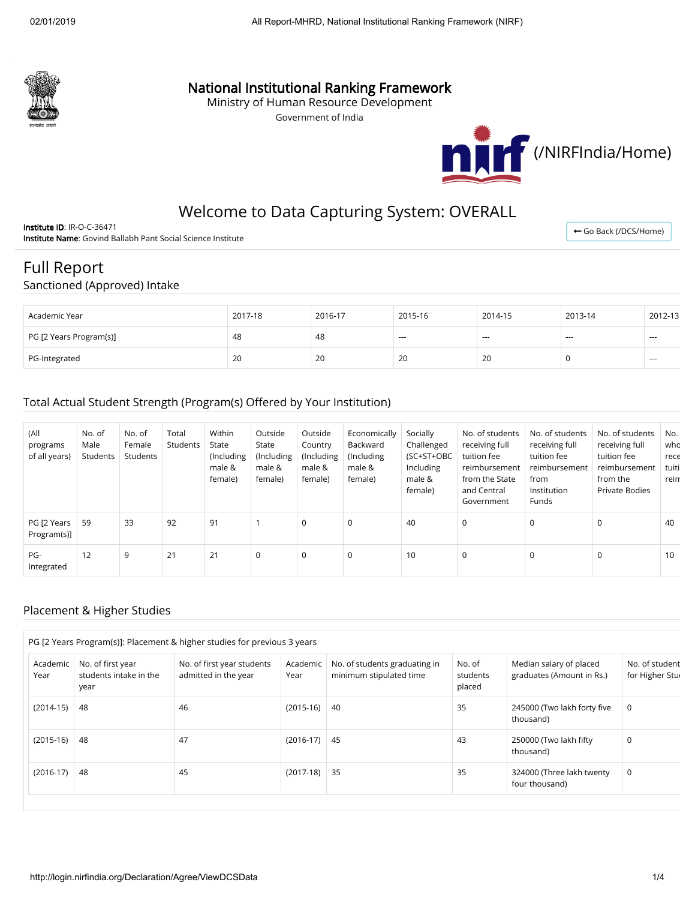# National Institutional Ranking Framework

Ministry of Human Resource Development

Government of India

(/NIRFIndia/Home)

## Welcome to Data Capturing System: OVERALL

**Institute ID**: IR-O-C-36471
**Institute Name**: Govind Ballabh Pant Social Science Institute

← Go Back (/DCS/Home)

# Full Report

## Sanctioned (Approved) Intake

| Academic Year | 2017-18 | 2016-17 | 2015-16 | 2014-15 | 2013-14 | 2012-13 |
|---|---|---|---|---|---|---|
| PG [2 Years Program(s)] | 48 | 48 | --- | --- | --- | --- |
| PG-Integrated | 20 | 20 | 20 | 20 | 0 | --- |

## Total Actual Student Strength (Program(s) Offered by Your Institution)

| (All programs of all years) | No. of Male Students | No. of Female Students | Total Students | Within State (Including male & female) | Outside State (Including male & female) | Outside Country (Including male & female) | Economically Backward (Including male & female) | Socially Challenged (SC+ST+OBC Including male & female) | No. of students receiving full tuition fee reimbursement from the State and Central Government | No. of students receiving full tuition fee reimbursement from Institution Funds | No. of students receiving full tuition fee reimbursement from the Private Bodies | No. who rece tuiti reim |
|---|---|---|---|---|---|---|---|---|---|---|---|---|
| PG [2 Years Program(s)] | 59 | 33 | 92 | 91 | 1 | 0 | 0 | 40 | 0 | 0 | 0 | 40 |
| PG-Integrated | 12 | 9 | 21 | 21 | 0 | 0 | 0 | 10 | 0 | 0 | 0 | 10 |

## Placement & Higher Studies

PG [2 Years Program(s)]: Placement & higher studies for previous 3 years

| Academic Year | No. of first year students intake in the year | No. of first year students admitted in the year | Academic Year | No. of students graduating in minimum stipulated time | No. of students placed | Median salary of placed graduates (Amount in Rs.) | No. of student for Higher Stu |
|---|---|---|---|---|---|---|---|
| (2014-15) | 48 | 46 | (2015-16) | 40 | 35 | 245000 (Two lakh forty five thousand) | 0 |
| (2015-16) | 48 | 47 | (2016-17) | 45 | 43 | 250000 (Two lakh fifty thousand) | 0 |
| (2016-17) | 48 | 45 | (2017-18) | 35 | 35 | 324000 (Three lakh twenty four thousand) | 0 |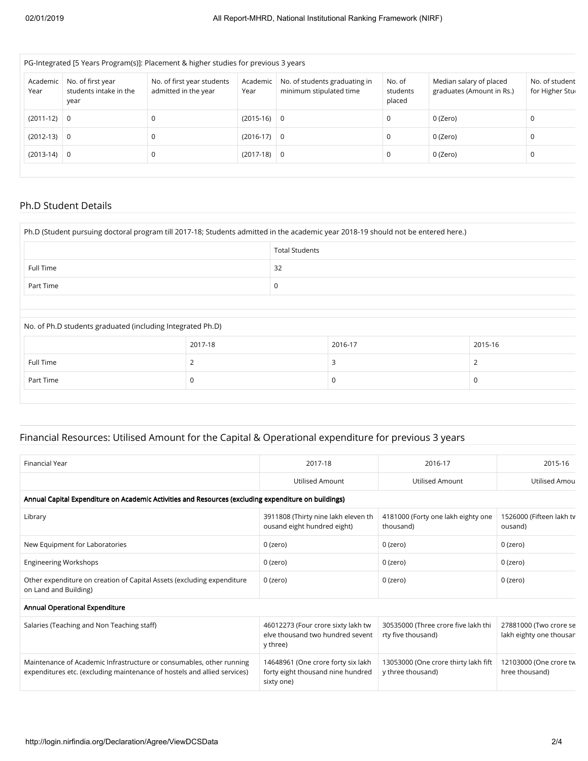| PG-Integrated [5 Years Program(s)]: Placement & higher studies for previous 3 years | | | | | | | |
|---|---|---|---|---|---|---|---|
| Academic Year | No. of first year students intake in the year | No. of first year students admitted in the year | Academic Year | No. of students graduating in minimum stipulated time | No. of students placed | Median salary of placed graduates (Amount in Rs.) | No. of student for Higher Stu |
| (2011-12) | 0 | 0 | (2015-16) | 0 | 0 | 0 (Zero) | 0 |
| (2012-13) | 0 | 0 | (2016-17) | 0 | 0 | 0 (Zero) | 0 |
| (2013-14) | 0 | 0 | (2017-18) | 0 | 0 | 0 (Zero) | 0 |

## Ph.D Student Details

| Ph.D (Student pursuing doctoral program till 2017-18; Students admitted in the academic year 2018-19 should not be entered here.) | |
|---|---|
| | Total Students |
| Full Time | 32 |
| Part Time | 0 |

| No. of Ph.D students graduated (including Integrated Ph.D) | | | |
|---|---|---|---|
| | 2017-18 | 2016-17 | 2015-16 |
| Full Time | 2 | 3 | 2 |
| Part Time | 0 | 0 | 0 |

## Financial Resources: Utilised Amount for the Capital & Operational expenditure for previous 3 years

| Financial Year | 2017-18 | 2016-17 | 2015-16 |
|---|---|---|---|
| | Utilised Amount | Utilised Amount | Utilised Amou |
| **Annual Capital Expenditure on Academic Activities and Resources (excluding expenditure on buildings)** | | | |
| Library | 3911808 (Thirty nine lakh eleven thousand eight hundred eight) | 4181000 (Forty one lakh eighty one thousand) | 1526000 (Fifteen lakh tv ousand) |
| New Equipment for Laboratories | 0 (zero) | 0 (zero) | 0 (zero) |
| Engineering Workshops | 0 (zero) | 0 (zero) | 0 (zero) |
| Other expenditure on creation of Capital Assets (excluding expenditure on Land and Building) | 0 (zero) | 0 (zero) | 0 (zero) |
| **Annual Operational Expenditure** | | | |
| Salaries (Teaching and Non Teaching staff) | 46012273 (Four crore sixty lakh twelve thousand two hundred seventy three) | 30535000 (Three crore five lakh thirty five thousand) | 27881000 (Two crore se lakh eighty one thousar |
| Maintenance of Academic Infrastructure or consumables, other running expenditures etc. (excluding maintenance of hostels and allied services) | 14648961 (One crore forty six lakh forty eight thousand nine hundred sixty one) | 13053000 (One crore thirty lakh fifty three thousand) | 12103000 (One crore tw hree thousand) |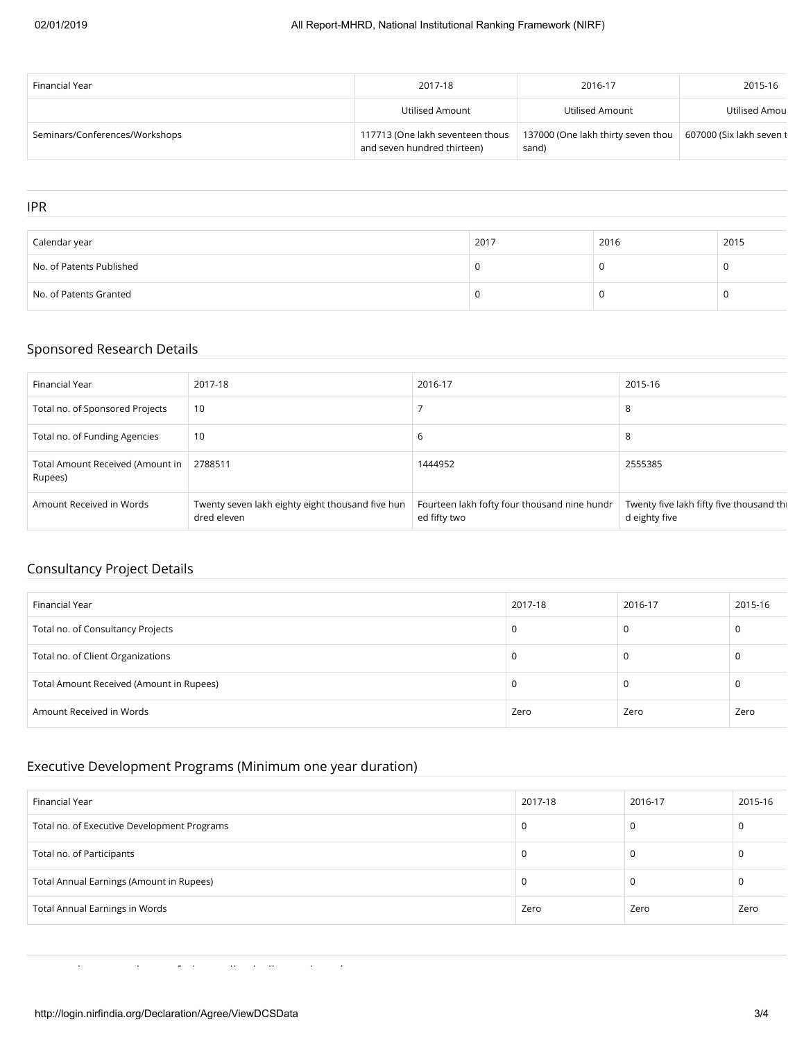| Financial Year | 2017-18 | 2016-17 | 2015-16 |
| --- | --- | --- | --- |
| | Utilised Amount | Utilised Amount | Utilised Amou |
| Seminars/Conferences/Workshops | 117713 (One lakh seventeen thous and seven hundred thirteen) | 137000 (One lakh thirty seven thou sand) | 607000 (Six lakh seven t |

## IPR

| Calendar year | 2017 | 2016 | 2015 |
| --- | --- | --- | --- |
| No. of Patents Published | 0 | 0 | 0 |
| No. of Patents Granted | 0 | 0 | 0 |

## Sponsored Research Details

| Financial Year | 2017-18 | 2016-17 | 2015-16 |
| --- | --- | --- | --- |
| Total no. of Sponsored Projects | 10 | 7 | 8 |
| Total no. of Funding Agencies | 10 | 6 | 8 |
| Total Amount Received (Amount in Rupees) | 2788511 | 1444952 | 2555385 |
| Amount Received in Words | Twenty seven lakh eighty eight thousand five hun dred eleven | Fourteen lakh fofty four thousand nine hundr ed fifty two | Twenty five lakh fifty five thousand thi d eighty five |

## Consultancy Project Details

| Financial Year | 2017-18 | 2016-17 | 2015-16 |
| --- | --- | --- | --- |
| Total no. of Consultancy Projects | 0 | 0 | 0 |
| Total no. of Client Organizations | 0 | 0 | 0 |
| Total Amount Received (Amount in Rupees) | 0 | 0 | 0 |
| Amount Received in Words | Zero | Zero | Zero |

## Executive Development Programs (Minimum one year duration)

| Financial Year | 2017-18 | 2016-17 | 2015-16 |
| --- | --- | --- | --- |
| Total no. of Executive Development Programs | 0 | 0 | 0 |
| Total no. of Participants | 0 | 0 | 0 |
| Total Annual Earnings (Amount in Rupees) | 0 | 0 | 0 |
| Total Annual Earnings in Words | Zero | Zero | Zero |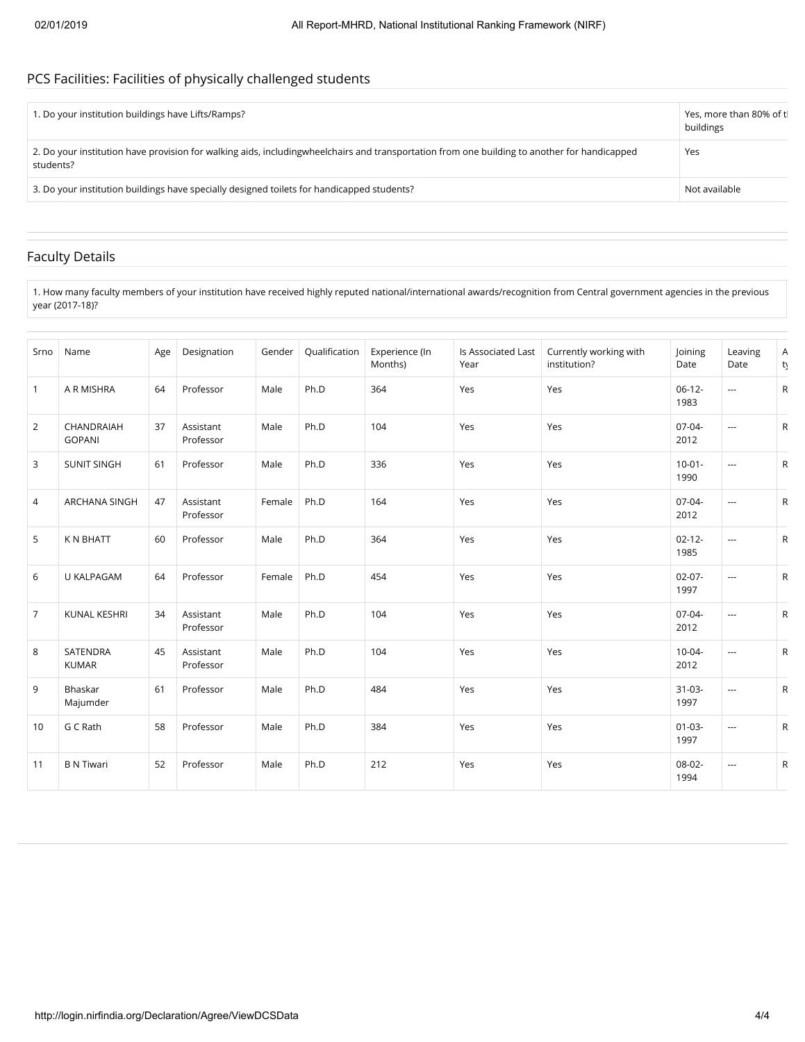## PCS Facilities: Facilities of physically challenged students

| | |
|---|---|
| 1. Do your institution buildings have Lifts/Ramps? | Yes, more than 80% of tl buildings |
| 2. Do your institution have provision for walking aids, includingwheelchairs and transportation from one building to another for handicapped students? | Yes |
| 3. Do your institution buildings have specially designed toilets for handicapped students? | Not available |

## Faculty Details

1. How many faculty members of your institution have received highly reputed national/international awards/recognition from Central government agencies in the previous year (2017-18)?

| Srno | Name | Age | Designation | Gender | Qualification | Experience (In Months) | Is Associated Last Year | Currently working with institution? | Joining Date | Leaving Date | A t |
|---|---|---|---|---|---|---|---|---|---|---|---|
| 1 | A R MISHRA | 64 | Professor | Male | Ph.D | 364 | Yes | Yes | 06-12-1983 | --- | R |
| 2 | CHANDRAIAH GOPANI | 37 | Assistant Professor | Male | Ph.D | 104 | Yes | Yes | 07-04-2012 | --- | R |
| 3 | SUNIT SINGH | 61 | Professor | Male | Ph.D | 336 | Yes | Yes | 10-01-1990 | --- | R |
| 4 | ARCHANA SINGH | 47 | Assistant Professor | Female | Ph.D | 164 | Yes | Yes | 07-04-2012 | --- | R |
| 5 | K N BHATT | 60 | Professor | Male | Ph.D | 364 | Yes | Yes | 02-12-1985 | --- | R |
| 6 | U KALPAGAM | 64 | Professor | Female | Ph.D | 454 | Yes | Yes | 02-07-1997 | --- | R |
| 7 | KUNAL KESHRI | 34 | Assistant Professor | Male | Ph.D | 104 | Yes | Yes | 07-04-2012 | --- | R |
| 8 | SATENDRA KUMAR | 45 | Assistant Professor | Male | Ph.D | 104 | Yes | Yes | 10-04-2012 | --- | R |
| 9 | Bhaskar Majumder | 61 | Professor | Male | Ph.D | 484 | Yes | Yes | 31-03-1997 | --- | R |
| 10 | G C Rath | 58 | Professor | Male | Ph.D | 384 | Yes | Yes | 01-03-1997 | --- | R |
| 11 | B N Tiwari | 52 | Professor | Male | Ph.D | 212 | Yes | Yes | 08-02-1994 | --- | R |